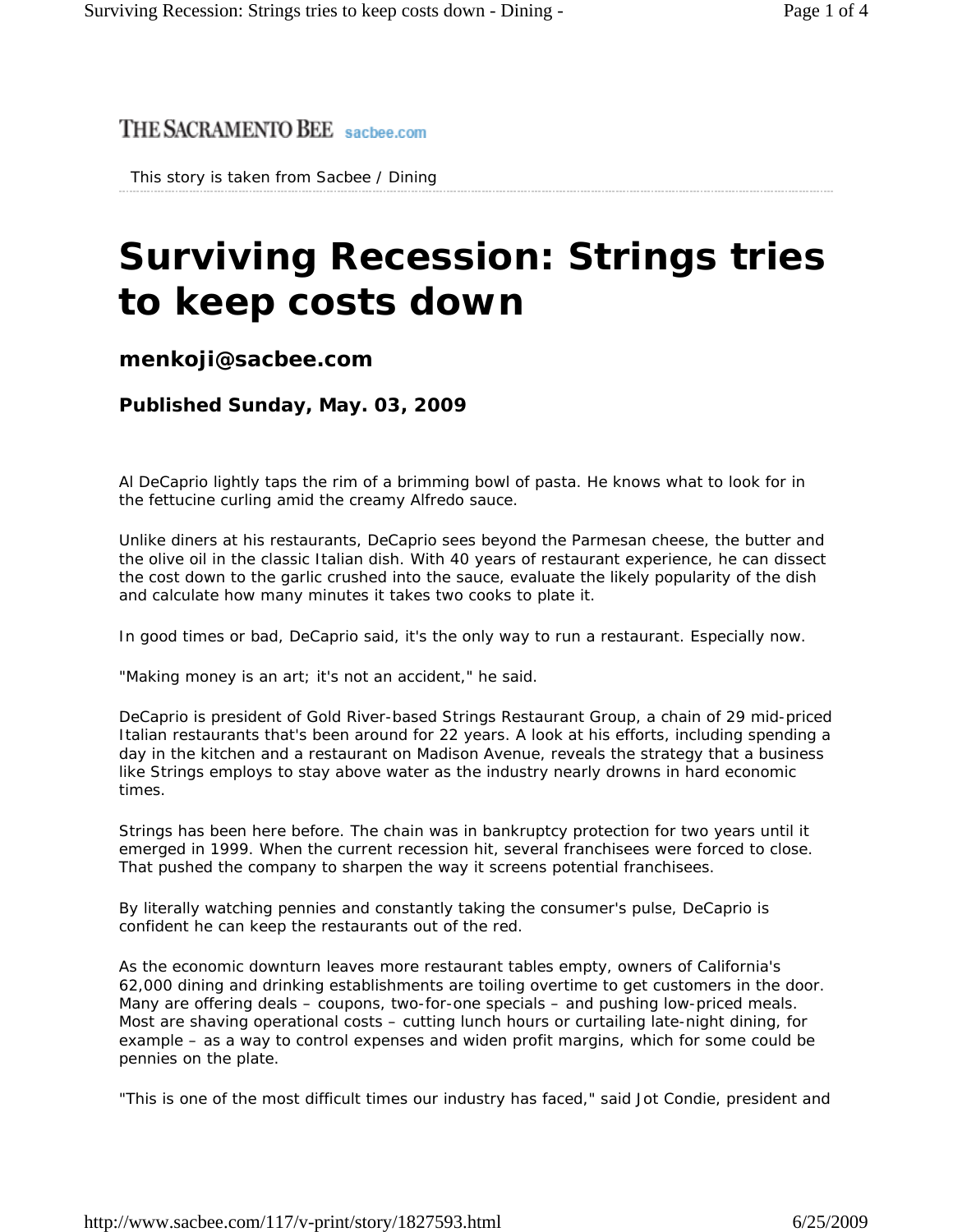THE SACRAMENTO BEE sacbee.com

This story is taken from Sacbee / Dining

# Surviving Recession: Strings tries to keep costs down

### menkoji@sacbee.com

### Published Sunday, May. 03, 2009

Al DeCaprio lightly taps the rim of a brimming bowl of pasta. He knows what to look for in the fettucine curling amid the creamy Alfredo sauce.

Unlike diners at his restaurants, DeCaprio sees beyond the Parmesan cheese, the butter and the olive oil in the classic Italian dish. With 40 years of restaurant experience, he can dissect the cost down to the garlic crushed into the sauce, evaluate the likely popularity of the dish and calculate how many minutes it takes two cooks to plate it.

In good times or bad, DeCaprio said, it's the only way to run a restaurant. Especially now.

"Making money is an art; it's not an accident," he said.

DeCaprio is president of Gold River-based Strings Restaurant Group, a chain of 29 mid-priced Italian restaurants that's been around for 22 years. A look at his efforts, including spending a day in the kitchen and a restaurant on Madison Avenue, reveals the strategy that a business like Strings employs to stay above water as the industry nearly drowns in hard economic times.

Strings has been here before. The chain was in bankruptcy protection for two years until it emerged in 1999. When the current recession hit, several franchisees were forced to close. That pushed the company to sharpen the way it screens potential franchisees.

By literally watching pennies and constantly taking the consumer's pulse, DeCaprio is confident he can keep the restaurants out of the red.

As the economic downturn leaves more restaurant tables empty, owners of California's 62,000 dining and drinking establishments are toiling overtime to get customers in the door. Many are offering deals – coupons, two-for-one specials – and pushing low-priced meals. Most are shaving operational costs – cutting lunch hours or curtailing late-night dining, for example – as a way to control expenses and widen profit margins, which for some could be pennies on the plate.

"This is one of the most difficult times our industry has faced," said Jot Condie, president and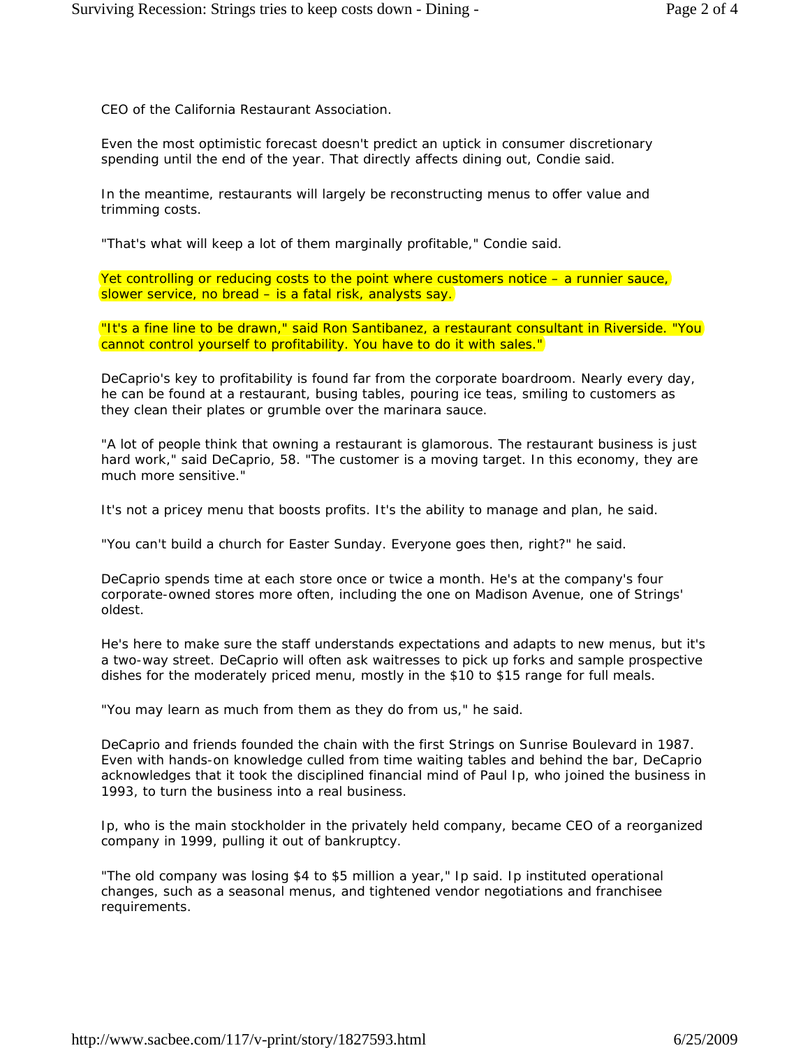CEO of the California Restaurant Association.

Even the most optimistic forecast doesn't predict an uptick in consumer discretionary spending until the end of the year. That directly affects dining out, Condie said.

In the meantime, restaurants will largely be reconstructing menus to offer value and trimming costs.

"That's what will keep a lot of them marginally profitable," Condie said.

Yet controlling or reducing costs to the point where customers notice – a runnier sauce, slower service, no bread – is a fatal risk, analysts say.

"It's a fine line to be drawn," said Ron Santibanez, a restaurant consultant in Riverside. "You cannot control yourself to profitability. You have to do it with sales."

DeCaprio's key to profitability is found far from the corporate boardroom. Nearly every day, he can be found at a restaurant, busing tables, pouring ice teas, smiling to customers as they clean their plates or grumble over the marinara sauce.

"A lot of people think that owning a restaurant is glamorous. The restaurant business is just hard work," said DeCaprio, 58. "The customer is a moving target. In this economy, they are much more sensitive."

It's not a pricey menu that boosts profits. It's the ability to manage and plan, he said.

"You can't build a church for Easter Sunday. Everyone goes then, right?" he said.

DeCaprio spends time at each store once or twice a month. He's at the company's four corporate-owned stores more often, including the one on Madison Avenue, one of Strings' oldest.

He's here to make sure the staff understands expectations and adapts to new menus, but it's a two-way street. DeCaprio will often ask waitresses to pick up forks and sample prospective dishes for the moderately priced menu, mostly in the $10 to $15 range for full meals.

"You may learn as much from them as they do from us," he said.

DeCaprio and friends founded the chain with the first Strings on Sunrise Boulevard in 1987. Even with hands-on knowledge culled from time waiting tables and behind the bar, DeCaprio acknowledges that it took the disciplined financial mind of Paul Ip, who joined the business in 1993, to turn the business into a real business.

Ip, who is the main stockholder in the privately held company, became CEO of a reorganized company in 1999, pulling it out of bankruptcy.

"The old company was losing $4 to $5 million a year," Ip said. Ip instituted operational changes, such as a seasonal menus, and tightened vendor negotiations and franchisee requirements.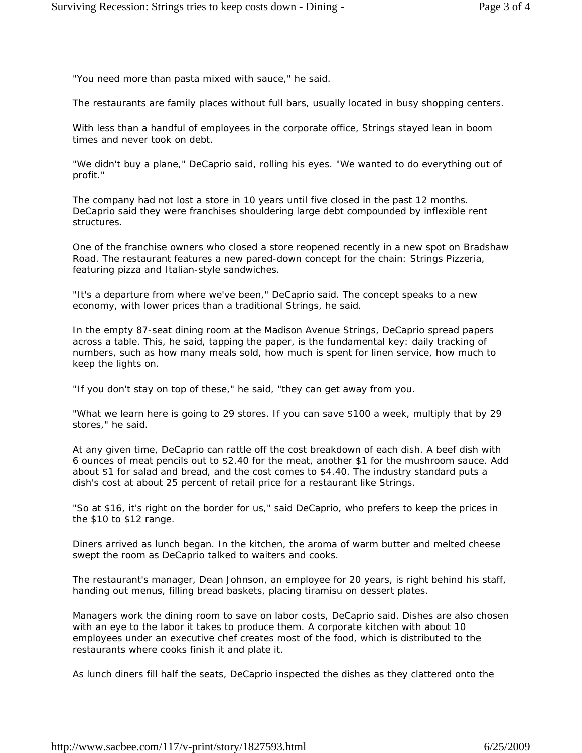"You need more than pasta mixed with sauce," he said.

The restaurants are family places without full bars, usually located in busy shopping centers.

With less than a handful of employees in the corporate office, Strings stayed lean in boom times and never took on debt.

"We didn't buy a plane," DeCaprio said, rolling his eyes. "We wanted to do everything out of profit."

The company had not lost a store in 10 years until five closed in the past 12 months. DeCaprio said they were franchises shouldering large debt compounded by inflexible rent structures.

One of the franchise owners who closed a store reopened recently in a new spot on Bradshaw Road. The restaurant features a new pared-down concept for the chain: Strings Pizzeria, featuring pizza and Italian-style sandwiches.

"It's a departure from where we've been," DeCaprio said. The concept speaks to a new economy, with lower prices than a traditional Strings, he said.

In the empty 87-seat dining room at the Madison Avenue Strings, DeCaprio spread papers across a table. This, he said, tapping the paper, is the fundamental key: daily tracking of numbers, such as how many meals sold, how much is spent for linen service, how much to keep the lights on.

"If you don't stay on top of these," he said, "they can get away from you.

"What we learn here is going to 29 stores. If you can save $100 a week, multiply that by 29 stores," he said.

At any given time, DeCaprio can rattle off the cost breakdown of each dish. A beef dish with 6 ounces of meat pencils out to $2.40 for the meat, another $1 for the mushroom sauce. Add about $1 for salad and bread, and the cost comes to $4.40. The industry standard puts a dish's cost at about 25 percent of retail price for a restaurant like Strings.

"So at $16, it's right on the border for us," said DeCaprio, who prefers to keep the prices in the $10 to $12 range.

Diners arrived as lunch began. In the kitchen, the aroma of warm butter and melted cheese swept the room as DeCaprio talked to waiters and cooks.

The restaurant's manager, Dean Johnson, an employee for 20 years, is right behind his staff, handing out menus, filling bread baskets, placing tiramisu on dessert plates.

Managers work the dining room to save on labor costs, DeCaprio said. Dishes are also chosen with an eye to the labor it takes to produce them. A corporate kitchen with about 10 employees under an executive chef creates most of the food, which is distributed to the restaurants where cooks finish it and plate it.

As lunch diners fill half the seats, DeCaprio inspected the dishes as they clattered onto the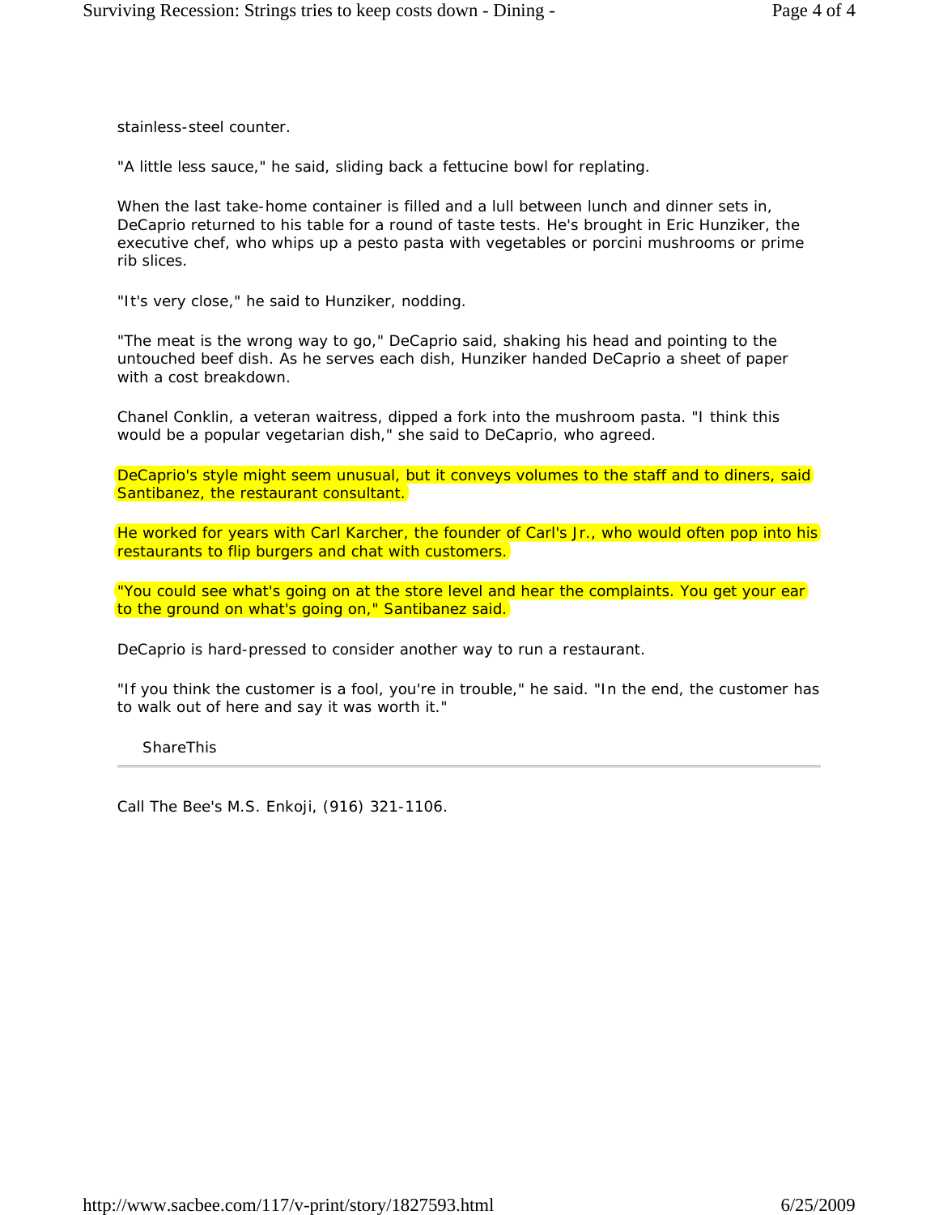stainless-steel counter.

"A little less sauce," he said, sliding back a fettucine bowl for replating.

When the last take-home container is filled and a lull between lunch and dinner sets in, DeCaprio returned to his table for a round of taste tests. He's brought in Eric Hunziker, the executive chef, who whips up a pesto pasta with vegetables or porcini mushrooms or prime rib slices.

"It's very close," he said to Hunziker, nodding.

"The meat is the wrong way to go," DeCaprio said, shaking his head and pointing to the untouched beef dish. As he serves each dish, Hunziker handed DeCaprio a sheet of paper with a cost breakdown.

Chanel Conklin, a veteran waitress, dipped a fork into the mushroom pasta. "I think this would be a popular vegetarian dish," she said to DeCaprio, who agreed.

DeCaprio's style might seem unusual, but it conveys volumes to the staff and to diners, said Santibanez, the restaurant consultant.

He worked for years with Carl Karcher, the founder of Carl's Jr., who would often pop into his restaurants to flip burgers and chat with customers.

"You could see what's going on at the store level and hear the complaints. You get your ear to the ground on what's going on," Santibanez said.

DeCaprio is hard-pressed to consider another way to run a restaurant.

"If you think the customer is a fool, you're in trouble," he said. "In the end, the customer has to walk out of here and say it was worth it."

ShareThis

---

Call The Bee's M.S. Enkoji, (916) 321-1106.